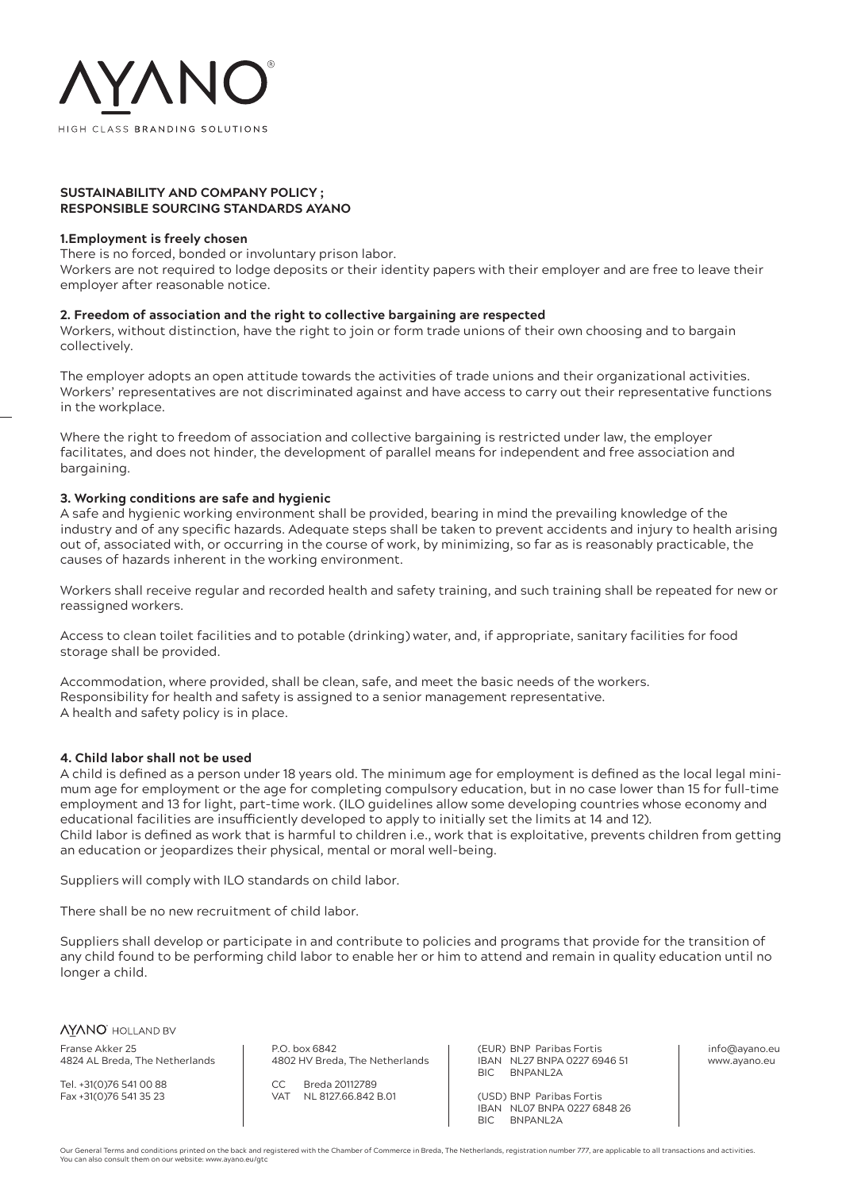# AYANO®

HIGH CLASS BRANDING SOLUTIONS

**SUSTAINABILITY AND COMPANY POLICY ;**
**RESPONSIBLE SOURCING STANDARDS AYANO**

**1.Employment is freely chosen**

There is no forced, bonded or involuntary prison labor.
Workers are not required to lodge deposits or their identity papers with their employer and are free to leave their employer after reasonable notice.

**2. Freedom of association and the right to collective bargaining are respected**

Workers, without distinction, have the right to join or form trade unions of their own choosing and to bargain collectively.

The employer adopts an open attitude towards the activities of trade unions and their organizational activities. Workers' representatives are not discriminated against and have access to carry out their representative functions in the workplace.

Where the right to freedom of association and collective bargaining is restricted under law, the employer facilitates, and does not hinder, the development of parallel means for independent and free association and bargaining.

**3. Working conditions are safe and hygienic**

A safe and hygienic working environment shall be provided, bearing in mind the prevailing knowledge of the industry and of any specific hazards. Adequate steps shall be taken to prevent accidents and injury to health arising out of, associated with, or occurring in the course of work, by minimizing, so far as is reasonably practicable, the causes of hazards inherent in the working environment.

Workers shall receive regular and recorded health and safety training, and such training shall be repeated for new or reassigned workers.

Access to clean toilet facilities and to potable (drinking) water, and, if appropriate, sanitary facilities for food storage shall be provided.

Accommodation, where provided, shall be clean, safe, and meet the basic needs of the workers.
Responsibility for health and safety is assigned to a senior management representative.
A health and safety policy is in place.

**4. Child labor shall not be used**

A child is defined as a person under 18 years old. The minimum age for employment is defined as the local legal minimum age for employment or the age for completing compulsory education, but in no case lower than 15 for full-time employment and 13 for light, part-time work. (ILO guidelines allow some developing countries whose economy and educational facilities are insufficiently developed to apply to initially set the limits at 14 and 12).
Child labor is defined as work that is harmful to children i.e., work that is exploitative, prevents children from getting an education or jeopardizes their physical, mental or moral well-being.

Suppliers will comply with ILO standards on child labor.

There shall be no new recruitment of child labor.

Suppliers shall develop or participate in and contribute to policies and programs that provide for the transition of any child found to be performing child labor to enable her or him to attend and remain in quality education until no longer a child.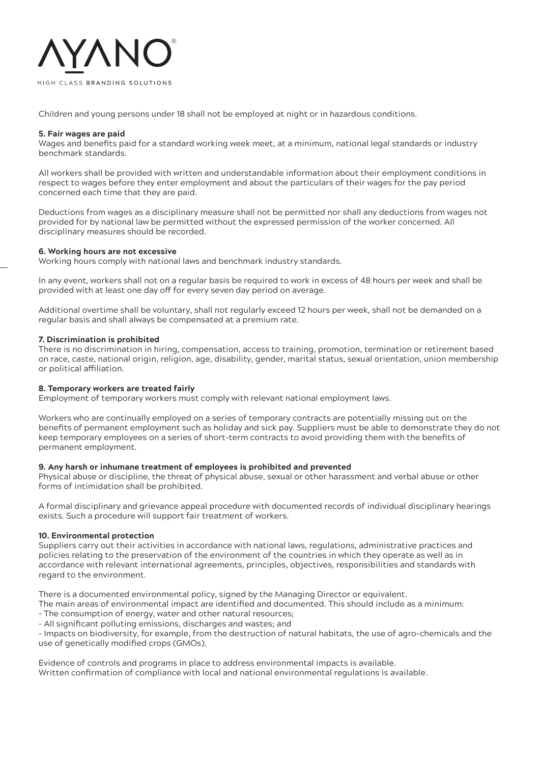Children and young persons under 18 shall not be employed at night or in hazardous conditions.

**5. Fair wages are paid**
Wages and benefits paid for a standard working week meet, at a minimum, national legal standards or industry benchmark standards.

All workers shall be provided with written and understandable information about their employment conditions in respect to wages before they enter employment and about the particulars of their wages for the pay period concerned each time that they are paid.

Deductions from wages as a disciplinary measure shall not be permitted nor shall any deductions from wages not provided for by national law be permitted without the expressed permission of the worker concerned. All disciplinary measures should be recorded.

**6. Working hours are not excessive**
Working hours comply with national laws and benchmark industry standards.

In any event, workers shall not on a regular basis be required to work in excess of 48 hours per week and shall be provided with at least one day off for every seven day period on average.

Additional overtime shall be voluntary, shall not regularly exceed 12 hours per week, shall not be demanded on a regular basis and shall always be compensated at a premium rate.

**7. Discrimination is prohibited**
There is no discrimination in hiring, compensation, access to training, promotion, termination or retirement based on race, caste, national origin, religion, age, disability, gender, marital status, sexual orientation, union membership or political affiliation.

**8. Temporary workers are treated fairly**
Employment of temporary workers must comply with relevant national employment laws.

Workers who are continually employed on a series of temporary contracts are potentially missing out on the benefits of permanent employment such as holiday and sick pay. Suppliers must be able to demonstrate they do not keep temporary employees on a series of short-term contracts to avoid providing them with the benefits of permanent employment.

**9. Any harsh or inhumane treatment of employees is prohibited and prevented**
Physical abuse or discipline, the threat of physical abuse, sexual or other harassment and verbal abuse or other forms of intimidation shall be prohibited.

A formal disciplinary and grievance appeal procedure with documented records of individual disciplinary hearings exists. Such a procedure will support fair treatment of workers.

**10. Environmental protection**
Suppliers carry out their activities in accordance with national laws, regulations, administrative practices and policies relating to the preservation of the environment of the countries in which they operate as well as in accordance with relevant international agreements, principles, objectives, responsibilities and standards with regard to the environment.

There is a documented environmental policy, signed by the Managing Director or equivalent.
The main areas of environmental impact are identified and documented. This should include as a minimum:
- The consumption of energy, water and other natural resources;
- All significant polluting emissions, discharges and wastes; and
- Impacts on biodiversity, for example, from the destruction of natural habitats, the use of agro-chemicals and the use of genetically modified crops (GMOs).

Evidence of controls and programs in place to address environmental impacts is available.
Written confirmation of compliance with local and national environmental regulations is available.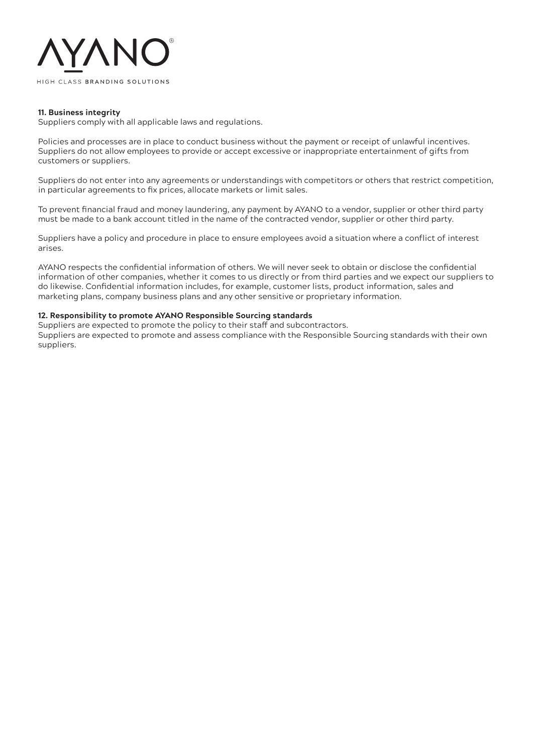**11. Business integrity**
Suppliers comply with all applicable laws and regulations.

Policies and processes are in place to conduct business without the payment or receipt of unlawful incentives. Suppliers do not allow employees to provide or accept excessive or inappropriate entertainment of gifts from customers or suppliers.

Suppliers do not enter into any agreements or understandings with competitors or others that restrict competition, in particular agreements to fix prices, allocate markets or limit sales.

To prevent financial fraud and money laundering, any payment by AYANO to a vendor, supplier or other third party must be made to a bank account titled in the name of the contracted vendor, supplier or other third party.

Suppliers have a policy and procedure in place to ensure employees avoid a situation where a conflict of interest arises.

AYANO respects the confidential information of others. We will never seek to obtain or disclose the confidential information of other companies, whether it comes to us directly or from third parties and we expect our suppliers to do likewise. Confidential information includes, for example, customer lists, product information, sales and marketing plans, company business plans and any other sensitive or proprietary information.

**12. Responsibility to promote AYANO Responsible Sourcing standards**
Suppliers are expected to promote the policy to their staff and subcontractors.
Suppliers are expected to promote and assess compliance with the Responsible Sourcing standards with their own suppliers.